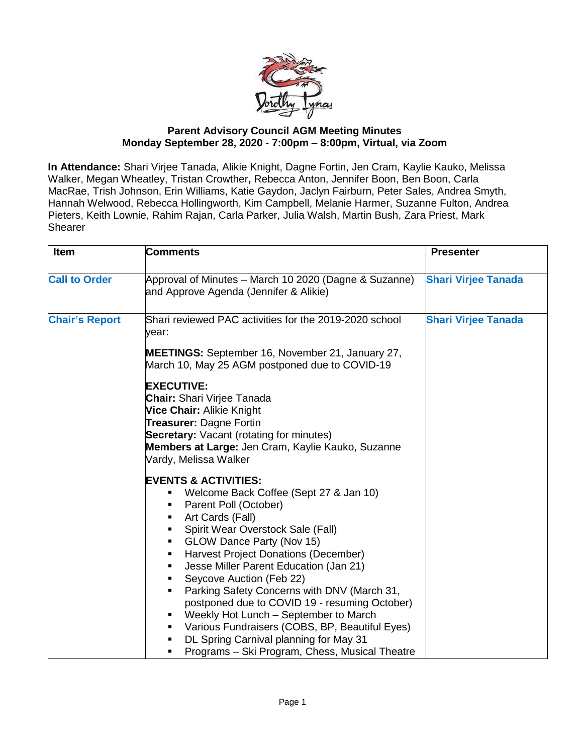**Parent Advisory Council AGM Meeting Minutes**
**Monday September 28, 2020 - 7:00pm – 8:00pm, Virtual, via Zoom**

**In Attendance:** Shari Virjee Tanada, Alikie Knight, Dagne Fortin, Jen Cram, Kaylie Kauko, Melissa Walker, Megan Wheatley, Tristan Crowther**,** Rebecca Anton, Jennifer Boon, Ben Boon, Carla MacRae, Trish Johnson, Erin Williams, Katie Gaydon, Jaclyn Fairburn, Peter Sales, Andrea Smyth, Hannah Welwood, Rebecca Hollingworth, Kim Campbell, Melanie Harmer, Suzanne Fulton, Andrea Pieters, Keith Lownie, Rahim Rajan, Carla Parker, Julia Walsh, Martin Bush, Zara Priest, Mark Shearer

| Item | Comments | Presenter |
|---|---|---|
| **Call to Order** | Approval of Minutes – March 10 2020 (Dagne & Suzanne) and Approve Agenda (Jennifer & Alikie) | **Shari Virjee Tanada** |
| **Chair's Report** | Shari reviewed PAC activities for the 2019-2020 school year:<br><br>**MEETINGS:** September 16, November 21, January 27, March 10, May 25 AGM postponed due to COVID-19<br><br>**EXECUTIVE:**<br>**Chair:** Shari Virjee Tanada<br>**Vice Chair:** Alikie Knight<br>**Treasurer:** Dagne Fortin<br>**Secretary:** Vacant (rotating for minutes)<br>**Members at Large:** Jen Cram, Kaylie Kauko, Suzanne Vardy, Melissa Walker<br><br>**EVENTS & ACTIVITIES:**<br>▪ Welcome Back Coffee (Sept 27 & Jan 10)<br>▪ Parent Poll (October)<br>▪ Art Cards (Fall)<br>▪ Spirit Wear Overstock Sale (Fall)<br>▪ GLOW Dance Party (Nov 15)<br>▪ Harvest Project Donations (December)<br>▪ Jesse Miller Parent Education (Jan 21)<br>▪ Seycove Auction (Feb 22)<br>▪ Parking Safety Concerns with DNV (March 31, postponed due to COVID 19 - resuming October)<br>▪ Weekly Hot Lunch – September to March<br>▪ Various Fundraisers (COBS, BP, Beautiful Eyes)<br>▪ DL Spring Carnival planning for May 31<br>▪ Programs – Ski Program, Chess, Musical Theatre | **Shari Virjee Tanada** |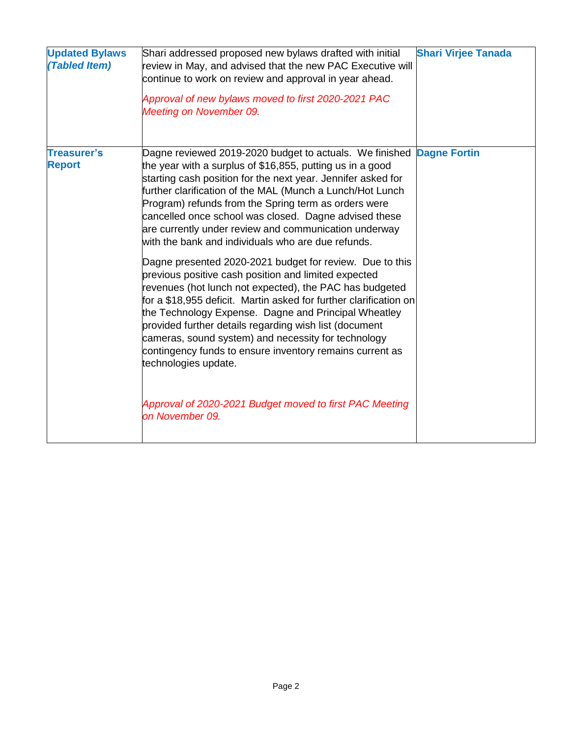| | | |
|---|---|---|
| **Updated Bylaws** ***(Tabled Item)*** | Shari addressed proposed new bylaws drafted with initial review in May, and advised that the new PAC Executive will continue to work on review and approval in year ahead.<br><br>*Approval of new bylaws moved to first 2020-2021 PAC Meeting on November 09.* | **Shari Virjee Tanada** |
| **Treasurer's Report** | Dagne reviewed 2019-2020 budget to actuals. We finished the year with a surplus of $16,855, putting us in a good starting cash position for the next year. Jennifer asked for further clarification of the MAL (Munch a Lunch/Hot Lunch Program) refunds from the Spring term as orders were cancelled once school was closed. Dagne advised these are currently under review and communication underway with the bank and individuals who are due refunds.<br><br>Dagne presented 2020-2021 budget for review. Due to this previous positive cash position and limited expected revenues (hot lunch not expected), the PAC has budgeted for a $18,955 deficit. Martin asked for further clarification on the Technology Expense. Dagne and Principal Wheatley provided further details regarding wish list (document cameras, sound system) and necessity for technology contingency funds to ensure inventory remains current as technologies update.<br><br>*Approval of 2020-2021 Budget moved to first PAC Meeting on November 09.* | **Dagne Fortin** |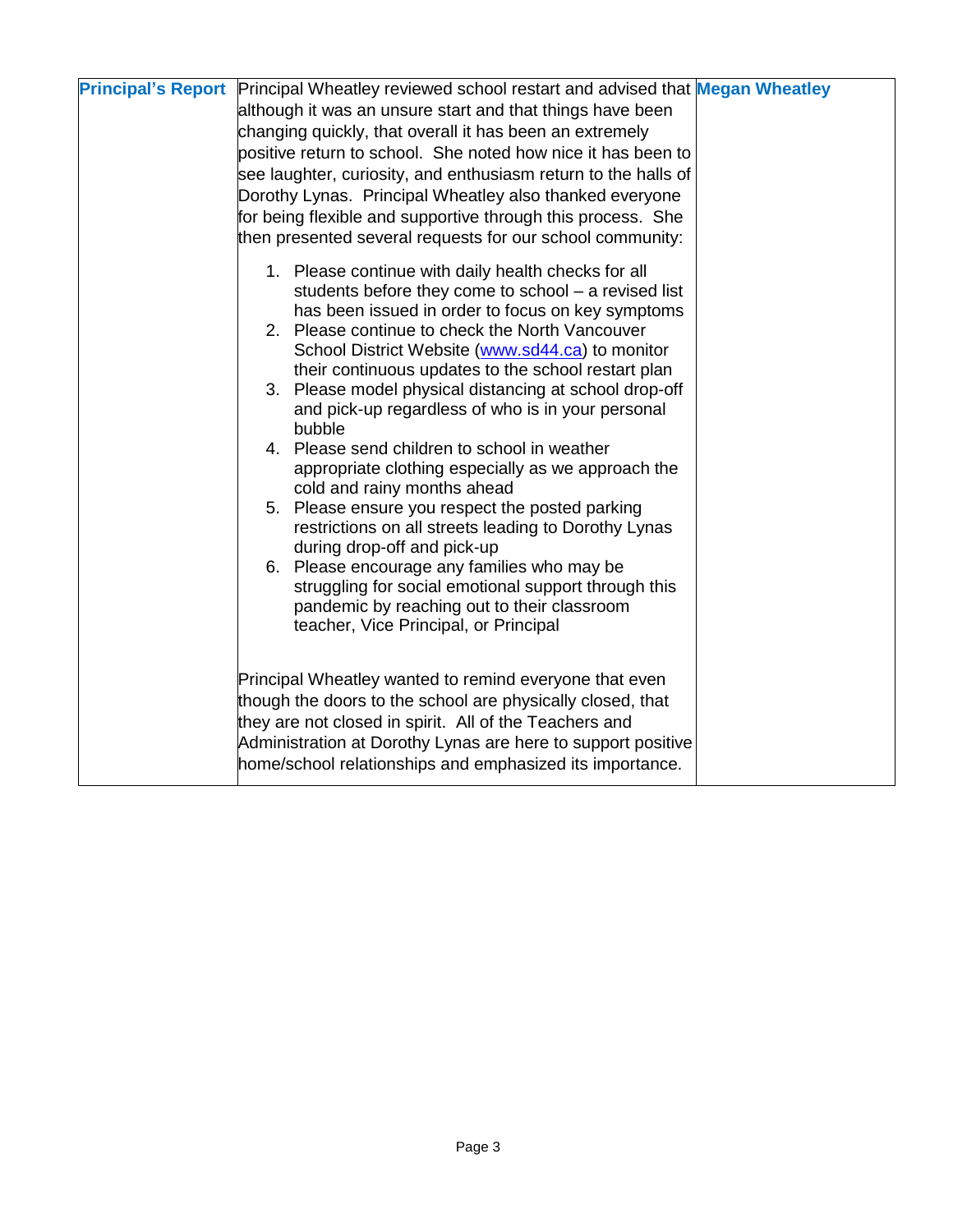| Principal's Report | Principal Wheatley reviewed school restart and advised that although it was an unsure start and that things have been changing quickly, that overall it has been an extremely positive return to school. She noted how nice it has been to see laughter, curiosity, and enthusiasm return to the halls of Dorothy Lynas. Principal Wheatley also thanked everyone for being flexible and supportive through this process. She then presented several requests for our school community:<br><br>1. Please continue with daily health checks for all students before they come to school – a revised list has been issued in order to focus on key symptoms<br>2. Please continue to check the North Vancouver School District Website ([www.sd44.ca](http://www.sd44.ca)) to monitor their continuous updates to the school restart plan<br>3. Please model physical distancing at school drop-off and pick-up regardless of who is in your personal bubble<br>4. Please send children to school in weather appropriate clothing especially as we approach the cold and rainy months ahead<br>5. Please ensure you respect the posted parking restrictions on all streets leading to Dorothy Lynas during drop-off and pick-up<br>6. Please encourage any families who may be struggling for social emotional support through this pandemic by reaching out to their classroom teacher, Vice Principal, or Principal<br><br>Principal Wheatley wanted to remind everyone that even though the doors to the school are physically closed, that they are not closed in spirit. All of the Teachers and Administration at Dorothy Lynas are here to support positive home/school relationships and emphasized its importance. | Megan Wheatley |
|---|---|---|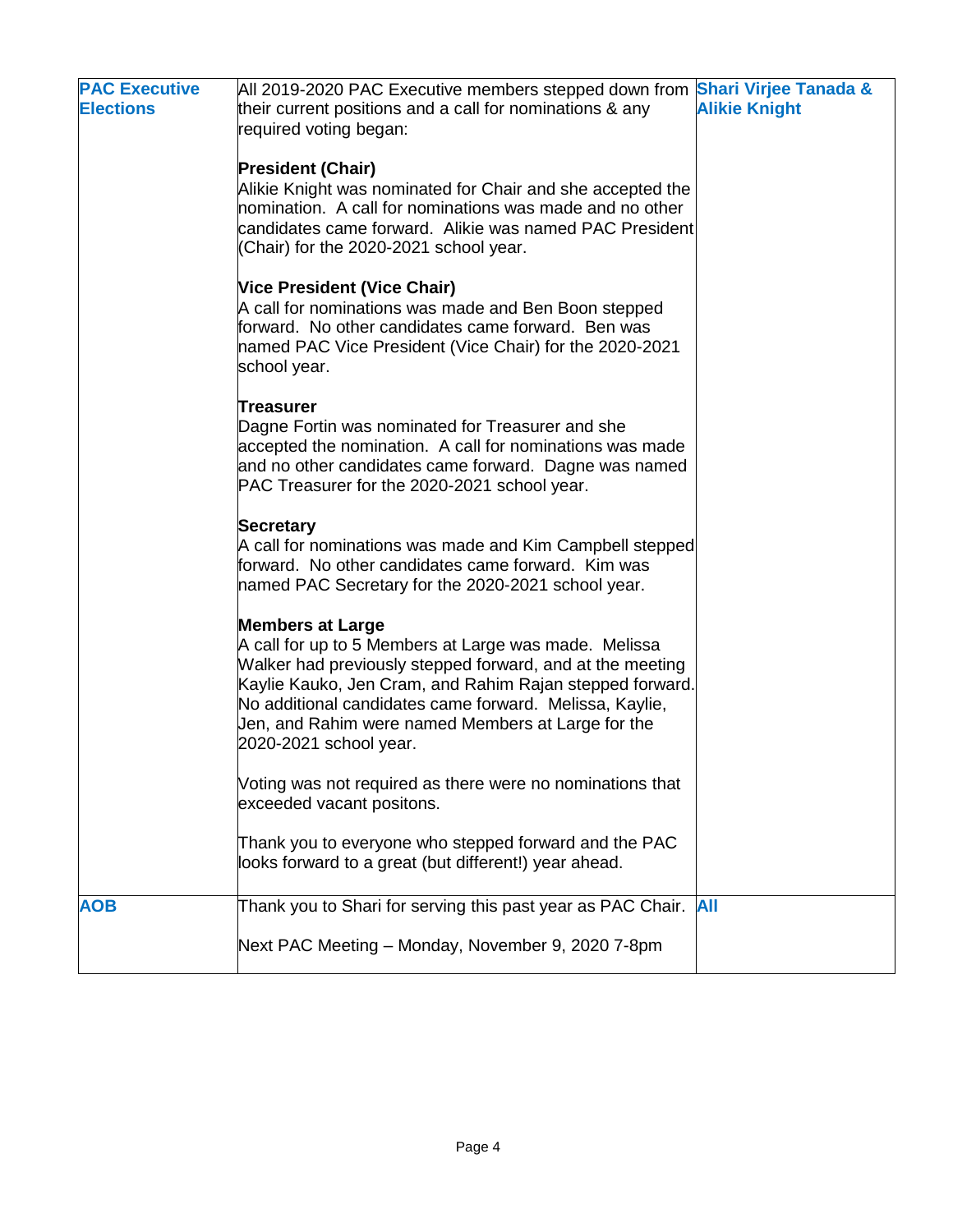| | | |
|---|---|---|
| **PAC Executive Elections** | All 2019-2020 PAC Executive members stepped down from their current positions and a call for nominations & any required voting began:<br><br>**President (Chair)**<br>Alikie Knight was nominated for Chair and she accepted the nomination. A call for nominations was made and no other candidates came forward. Alikie was named PAC President (Chair) for the 2020-2021 school year.<br><br>**Vice President (Vice Chair)**<br>A call for nominations was made and Ben Boon stepped forward. No other candidates came forward. Ben was named PAC Vice President (Vice Chair) for the 2020-2021 school year.<br><br>**Treasurer**<br>Dagne Fortin was nominated for Treasurer and she accepted the nomination. A call for nominations was made and no other candidates came forward. Dagne was named PAC Treasurer for the 2020-2021 school year.<br><br>**Secretary**<br>A call for nominations was made and Kim Campbell stepped forward. No other candidates came forward. Kim was named PAC Secretary for the 2020-2021 school year.<br><br>**Members at Large**<br>A call for up to 5 Members at Large was made. Melissa Walker had previously stepped forward, and at the meeting Kaylie Kauko, Jen Cram, and Rahim Rajan stepped forward. No additional candidates came forward. Melissa, Kaylie, Jen, and Rahim were named Members at Large for the 2020-2021 school year.<br><br>Voting was not required as there were no nominations that exceeded vacant positons.<br><br>Thank you to everyone who stepped forward and the PAC looks forward to a great (but different!) year ahead. | **Shari Virjee Tanada & Alikie Knight** |
| **AOB** | Thank you to Shari for serving this past year as PAC Chair.<br><br>Next PAC Meeting – Monday, November 9, 2020 7-8pm | **All** |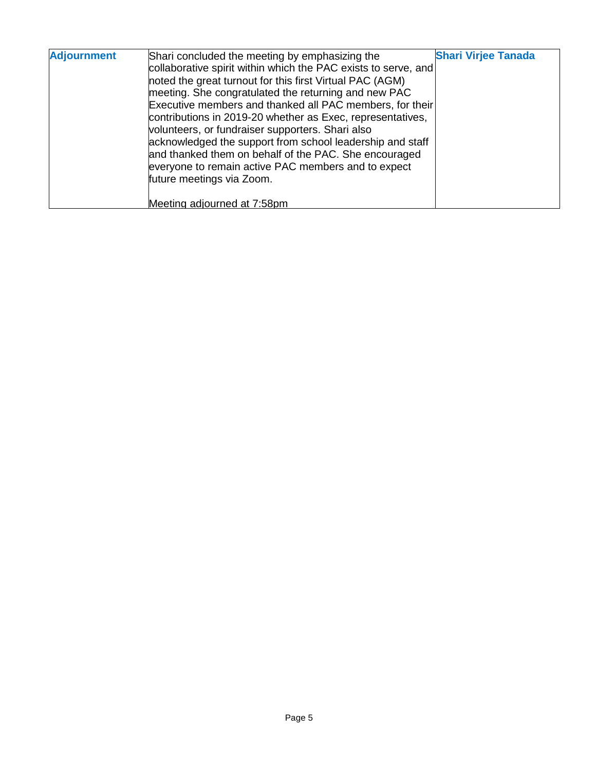| | | |
|---|---|---|
| **Adjournment** | Shari concluded the meeting by emphasizing the collaborative spirit within which the PAC exists to serve, and noted the great turnout for this first Virtual PAC (AGM) meeting. She congratulated the returning and new PAC Executive members and thanked all PAC members, for their contributions in 2019-20 whether as Exec, representatives, volunteers, or fundraiser supporters. Shari also acknowledged the support from school leadership and staff and thanked them on behalf of the PAC. She encouraged everyone to remain active PAC members and to expect future meetings via Zoom.<br><br>Meeting adjourned at 7:58pm | **Shari Virjee Tanada** |